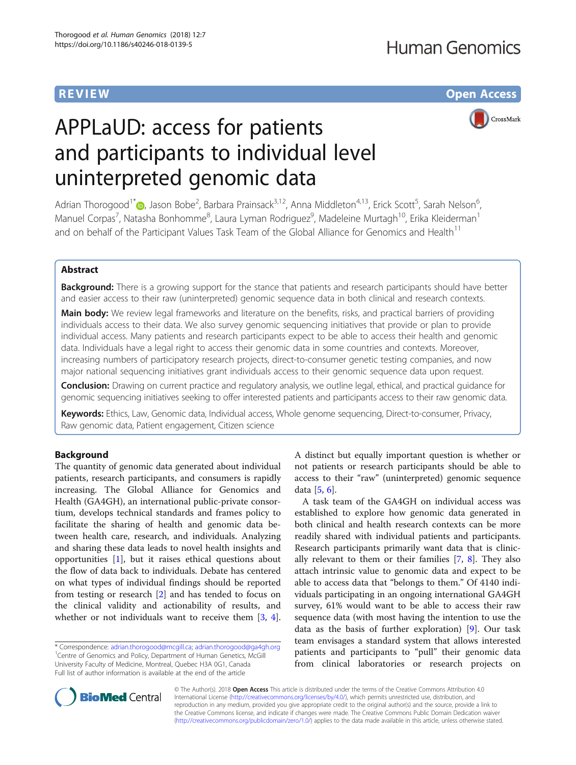REVIEW Open Access

# APPLaUD: access for patients and participants to individual level uninterpreted genomic data

Adrian Thorogood[1*], Jason Bobe[2], Barbara Prainsack[3,12], Anna Middleton[4,13], Erick Scott[5], Sarah Nelson[6], Manuel Corpas[7], Natasha Bonhomme[8], Laura Lyman Rodriguez[9], Madeleine Murtagh[10], Erika Kleiderman[1] and on behalf of the Participant Values Task Team of the Global Alliance for Genomics and Health[11]

## Abstract

**Background:** There is a growing support for the stance that patients and research participants should have better and easier access to their raw (uninterpreted) genomic sequence data in both clinical and research contexts.

**Main body:** We review legal frameworks and literature on the benefits, risks, and practical barriers of providing individuals access to their data. We also survey genomic sequencing initiatives that provide or plan to provide individual access. Many patients and research participants expect to be able to access their health and genomic data. Individuals have a legal right to access their genomic data in some countries and contexts. Moreover, increasing numbers of participatory research projects, direct-to-consumer genetic testing companies, and now major national sequencing initiatives grant individuals access to their genomic sequence data upon request.

**Conclusion:** Drawing on current practice and regulatory analysis, we outline legal, ethical, and practical guidance for genomic sequencing initiatives seeking to offer interested patients and participants access to their raw genomic data.

**Keywords:** Ethics, Law, Genomic data, Individual access, Whole genome sequencing, Direct-to-consumer, Privacy, Raw genomic data, Patient engagement, Citizen science

## Background

The quantity of genomic data generated about individual patients, research participants, and consumers is rapidly increasing. The Global Alliance for Genomics and Health (GA4GH), an international public-private consortium, develops technical standards and frames policy to facilitate the sharing of health and genomic data between health care, research, and individuals. Analyzing and sharing these data leads to novel health insights and opportunities [1], but it raises ethical questions about the flow of data back to individuals. Debate has centered on what types of individual findings should be reported from testing or research [2] and has tended to focus on the clinical validity and actionability of results, and whether or not individuals want to receive them [3, 4].

A distinct but equally important question is whether or not patients or research participants should be able to access to their "raw" (uninterpreted) genomic sequence data [5, 6].

A task team of the GA4GH on individual access was established to explore how genomic data generated in both clinical and health research contexts can be more readily shared with individual patients and participants. Research participants primarily want data that is clinically relevant to them or their families [7, 8]. They also attach intrinsic value to genomic data and expect to be able to access data that "belongs to them." Of 4140 individuals participating in an ongoing international GA4GH survey, 61% would want to be able to access their raw sequence data (with most having the intention to use the data as the basis of further exploration) [9]. Our task team envisages a standard system that allows interested patients and participants to "pull" their genomic data from clinical laboratories or research projects on

* Correspondence: adrian.thorogood@mcgill.ca; adrian.thorogood@ga4gh.org
[1]Centre of Genomics and Policy, Department of Human Genetics, McGill University Faculty of Medicine, Montreal, Quebec H3A 0G1, Canada
Full list of author information is available at the end of the article

© The Author(s). 2018 **Open Access** This article is distributed under the terms of the Creative Commons Attribution 4.0 International License (http://creativecommons.org/licenses/by/4.0/), which permits unrestricted use, distribution, and reproduction in any medium, provided you give appropriate credit to the original author(s) and the source, provide a link to the Creative Commons license, and indicate if changes were made. The Creative Commons Public Domain Dedication waiver (http://creativecommons.org/publicdomain/zero/1.0/) applies to the data made available in this article, unless otherwise stated.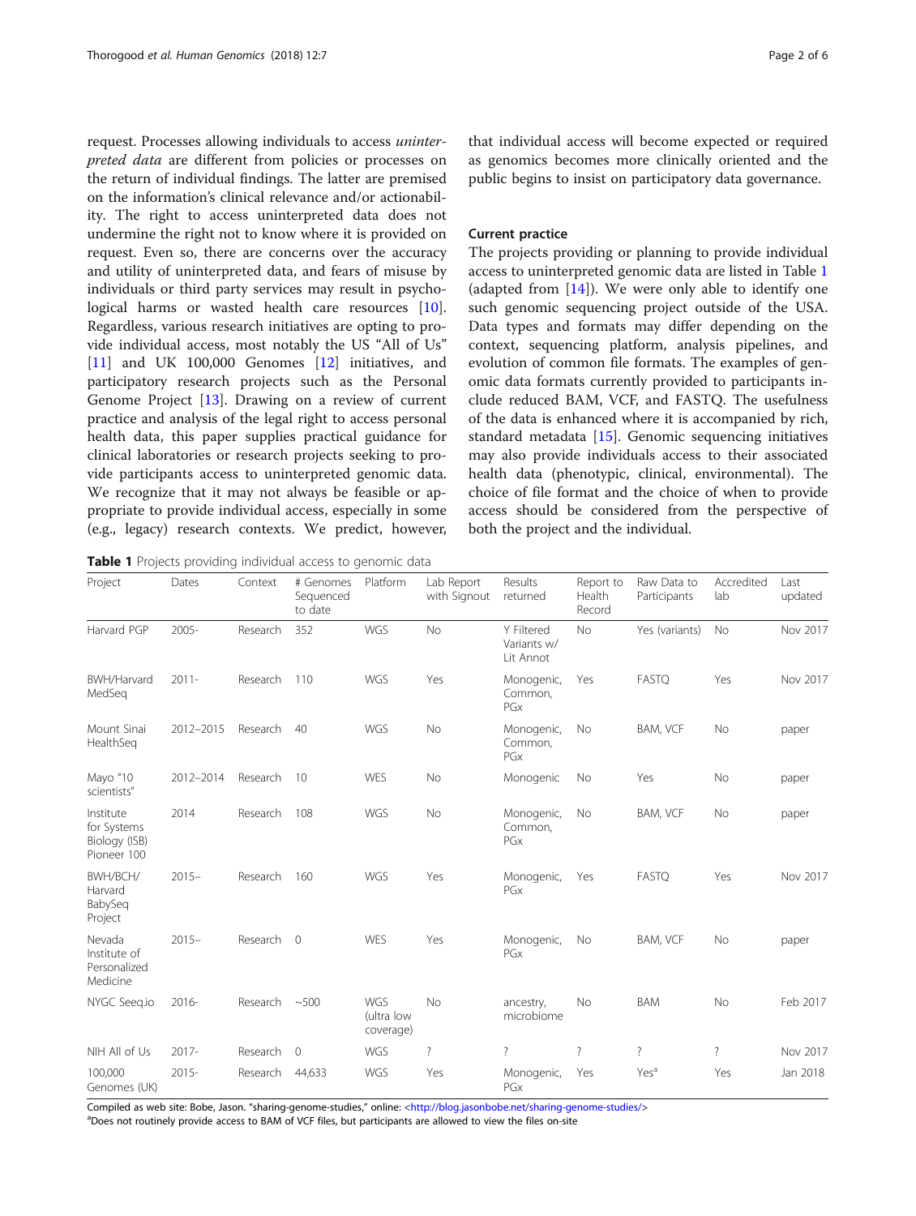request. Processes allowing individuals to access *uninterpreted data* are different from policies or processes on the return of individual findings. The latter are premised on the information's clinical relevance and/or actionability. The right to access uninterpreted data does not undermine the right not to know where it is provided on request. Even so, there are concerns over the accuracy and utility of uninterpreted data, and fears of misuse by individuals or third party services may result in psychological harms or wasted health care resources [10]. Regardless, various research initiatives are opting to provide individual access, most notably the US "All of Us" [11] and UK 100,000 Genomes [12] initiatives, and participatory research projects such as the Personal Genome Project [13]. Drawing on a review of current practice and analysis of the legal right to access personal health data, this paper supplies practical guidance for clinical laboratories or research projects seeking to provide participants access to uninterpreted genomic data. We recognize that it may not always be feasible or appropriate to provide individual access, especially in some (e.g., legacy) research contexts. We predict, however, that individual access will become expected or required as genomics becomes more clinically oriented and the public begins to insist on participatory data governance.

## Current practice

The projects providing or planning to provide individual access to uninterpreted genomic data are listed in Table 1 (adapted from [14]). We were only able to identify one such genomic sequencing project outside of the USA. Data types and formats may differ depending on the context, sequencing platform, analysis pipelines, and evolution of common file formats. The examples of genomic data formats currently provided to participants include reduced BAM, VCF, and FASTQ. The usefulness of the data is enhanced where it is accompanied by rich, standard metadata [15]. Genomic sequencing initiatives may also provide individuals access to their associated health data (phenotypic, clinical, environmental). The choice of file format and the choice of when to provide access should be considered from the perspective of both the project and the individual.

**Table 1** Projects providing individual access to genomic data

| Project | Dates | Context | # Genomes Sequenced to date | Platform | Lab Report with Signout | Results returned | Report to Health Record | Raw Data to Participants | Accredited lab | Last updated |
|---|---|---|---|---|---|---|---|---|---|---|
| Harvard PGP | 2005- | Research | 352 | WGS | No | Y Filtered Variants w/ Lit Annot | No | Yes (variants) | No | Nov 2017 |
| BWH/Harvard MedSeq | 2011- | Research | 110 | WGS | Yes | Monogenic, Common, PGx | Yes | FASTQ | Yes | Nov 2017 |
| Mount Sinai HealthSeq | 2012–2015 | Research | 40 | WGS | No | Monogenic, Common, PGx | No | BAM, VCF | No | paper |
| Mayo "10 scientists" | 2012–2014 | Research | 10 | WES | No | Monogenic | No | Yes | No | paper |
| Institute for Systems Biology (ISB) Pioneer 100 | 2014 | Research | 108 | WGS | No | Monogenic, Common, PGx | No | BAM, VCF | No | paper |
| BWH/BCH/ Harvard BabySeq Project | 2015– | Research | 160 | WGS | Yes | Monogenic, PGx | Yes | FASTQ | Yes | Nov 2017 |
| Nevada Institute of Personalized Medicine | 2015– | Research | 0 | WES | Yes | Monogenic, PGx | No | BAM, VCF | No | paper |
| NYGC Seeq.io | 2016- | Research | ~500 | WGS (ultra low coverage) | No | ancestry, microbiome | No | BAM | No | Feb 2017 |
| NIH All of Us | 2017- | Research | 0 | WGS | ? | ? | ? | ? | ? | Nov 2017 |
| 100,000 Genomes (UK) | 2015- | Research | 44,633 | WGS | Yes | Monogenic, PGx | Yes | Yes[a] | Yes | Jan 2018 |

Compiled as web site: Bobe, Jason. "sharing-genome-studies," online: <http://blog.jasonbobe.net/sharing-genome-studies/>

[a]Does not routinely provide access to BAM of VCF files, but participants are allowed to view the files on-site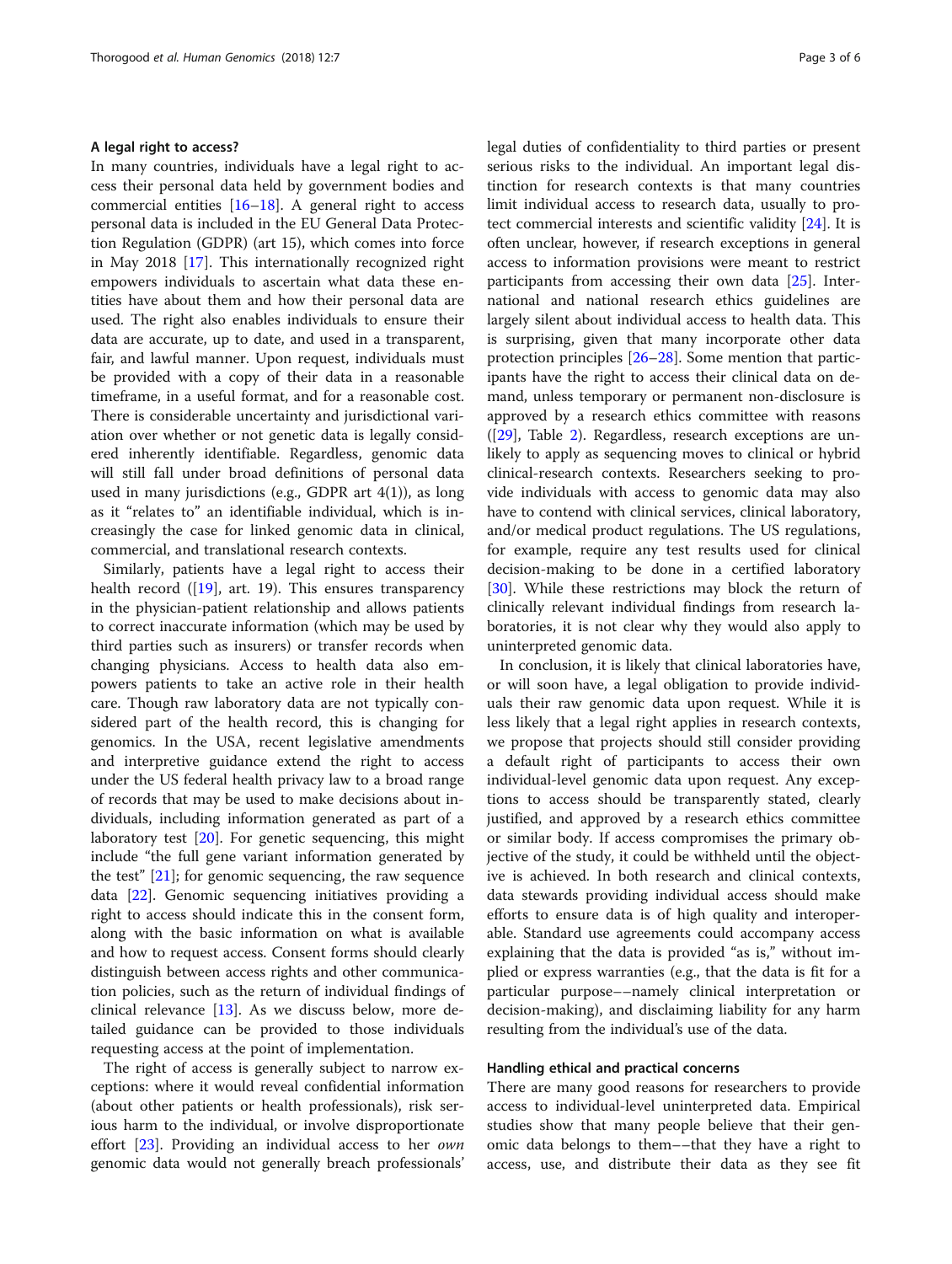### A legal right to access?

In many countries, individuals have a legal right to access their personal data held by government bodies and commercial entities [16–18]. A general right to access personal data is included in the EU General Data Protection Regulation (GDPR) (art 15), which comes into force in May 2018 [17]. This internationally recognized right empowers individuals to ascertain what data these entities have about them and how their personal data are used. The right also enables individuals to ensure their data are accurate, up to date, and used in a transparent, fair, and lawful manner. Upon request, individuals must be provided with a copy of their data in a reasonable timeframe, in a useful format, and for a reasonable cost. There is considerable uncertainty and jurisdictional variation over whether or not genetic data is legally considered inherently identifiable. Regardless, genomic data will still fall under broad definitions of personal data used in many jurisdictions (e.g., GDPR art 4(1)), as long as it "relates to" an identifiable individual, which is increasingly the case for linked genomic data in clinical, commercial, and translational research contexts.

Similarly, patients have a legal right to access their health record ([19], art. 19). This ensures transparency in the physician-patient relationship and allows patients to correct inaccurate information (which may be used by third parties such as insurers) or transfer records when changing physicians. Access to health data also empowers patients to take an active role in their health care. Though raw laboratory data are not typically considered part of the health record, this is changing for genomics. In the USA, recent legislative amendments and interpretive guidance extend the right to access under the US federal health privacy law to a broad range of records that may be used to make decisions about individuals, including information generated as part of a laboratory test [20]. For genetic sequencing, this might include "the full gene variant information generated by the test" [21]; for genomic sequencing, the raw sequence data [22]. Genomic sequencing initiatives providing a right to access should indicate this in the consent form, along with the basic information on what is available and how to request access. Consent forms should clearly distinguish between access rights and other communication policies, such as the return of individual findings of clinical relevance [13]. As we discuss below, more detailed guidance can be provided to those individuals requesting access at the point of implementation.

The right of access is generally subject to narrow exceptions: where it would reveal confidential information (about other patients or health professionals), risk serious harm to the individual, or involve disproportionate effort [23]. Providing an individual access to her *own* genomic data would not generally breach professionals' legal duties of confidentiality to third parties or present serious risks to the individual. An important legal distinction for research contexts is that many countries limit individual access to research data, usually to protect commercial interests and scientific validity [24]. It is often unclear, however, if research exceptions in general access to information provisions were meant to restrict participants from accessing their own data [25]. International and national research ethics guidelines are largely silent about individual access to health data. This is surprising, given that many incorporate other data protection principles [26–28]. Some mention that participants have the right to access their clinical data on demand, unless temporary or permanent non-disclosure is approved by a research ethics committee with reasons ([29], Table 2). Regardless, research exceptions are unlikely to apply as sequencing moves to clinical or hybrid clinical-research contexts. Researchers seeking to provide individuals with access to genomic data may also have to contend with clinical services, clinical laboratory, and/or medical product regulations. The US regulations, for example, require any test results used for clinical decision-making to be done in a certified laboratory [30]. While these restrictions may block the return of clinically relevant individual findings from research laboratories, it is not clear why they would also apply to uninterpreted genomic data.

In conclusion, it is likely that clinical laboratories have, or will soon have, a legal obligation to provide individuals their raw genomic data upon request. While it is less likely that a legal right applies in research contexts, we propose that projects should still consider providing a default right of participants to access their own individual-level genomic data upon request. Any exceptions to access should be transparently stated, clearly justified, and approved by a research ethics committee or similar body. If access compromises the primary objective of the study, it could be withheld until the objective is achieved. In both research and clinical contexts, data stewards providing individual access should make efforts to ensure data is of high quality and interoperable. Standard use agreements could accompany access explaining that the data is provided "as is," without implied or express warranties (e.g., that the data is fit for a particular purpose––namely clinical interpretation or decision-making), and disclaiming liability for any harm resulting from the individual's use of the data.

### Handling ethical and practical concerns

There are many good reasons for researchers to provide access to individual-level uninterpreted data. Empirical studies show that many people believe that their genomic data belongs to them––that they have a right to access, use, and distribute their data as they see fit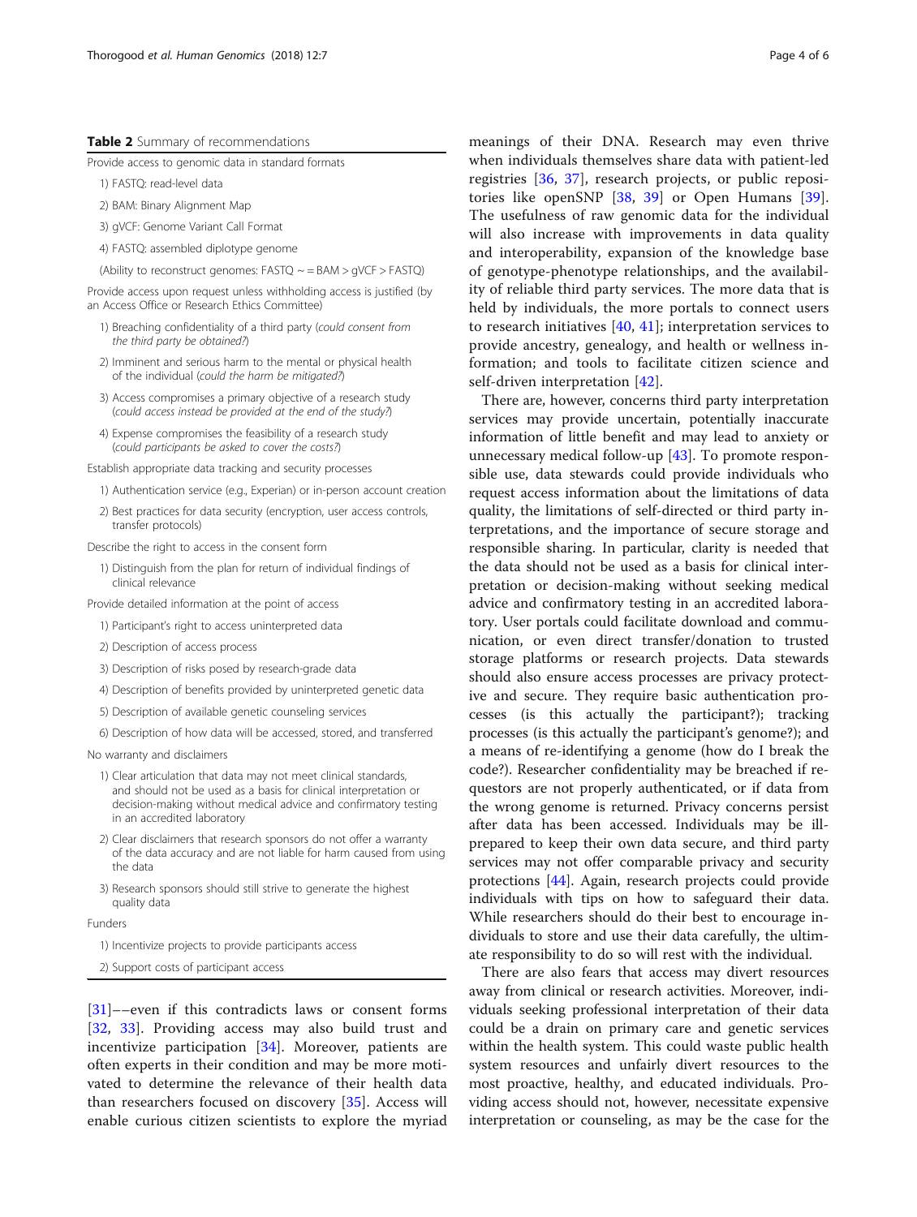**Table 2** Summary of recommendations

| |
|---|
| Provide access to genomic data in standard formats |
| 1) FASTQ: read-level data |
| 2) BAM: Binary Alignment Map |
| 3) gVCF: Genome Variant Call Format |
| 4) FASTQ: assembled diplotype genome |
| (Ability to reconstruct genomes: FASTQ ~ = BAM > gVCF > FASTQ) |
| Provide access upon request unless withholding access is justified (by an Access Office or Research Ethics Committee) |
| 1) Breaching confidentiality of a third party (*could consent from the third party be obtained?*) |
| 2) Imminent and serious harm to the mental or physical health of the individual (*could the harm be mitigated?*) |
| 3) Access compromises a primary objective of a research study (*could access instead be provided at the end of the study?*) |
| 4) Expense compromises the feasibility of a research study (*could participants be asked to cover the costs?*) |
| Establish appropriate data tracking and security processes |
| 1) Authentication service (e.g., Experian) or in-person account creation |
| 2) Best practices for data security (encryption, user access controls, transfer protocols) |
| Describe the right to access in the consent form |
| 1) Distinguish from the plan for return of individual findings of clinical relevance |
| Provide detailed information at the point of access |
| 1) Participant's right to access uninterpreted data |
| 2) Description of access process |
| 3) Description of risks posed by research-grade data |
| 4) Description of benefits provided by uninterpreted genetic data |
| 5) Description of available genetic counseling services |
| 6) Description of how data will be accessed, stored, and transferred |
| No warranty and disclaimers |
| 1) Clear articulation that data may not meet clinical standards, and should not be used as a basis for clinical interpretation or decision-making without medical advice and confirmatory testing in an accredited laboratory |
| 2) Clear disclaimers that research sponsors do not offer a warranty of the data accuracy and are not liable for harm caused from using the data |
| 3) Research sponsors should still strive to generate the highest quality data |
| Funders |
| 1) Incentivize projects to provide participants access |
| 2) Support costs of participant access |

[31]––even if this contradicts laws or consent forms [32, 33]. Providing access may also build trust and incentivize participation [34]. Moreover, patients are often experts in their condition and may be more motivated to determine the relevance of their health data than researchers focused on discovery [35]. Access will enable curious citizen scientists to explore the myriad meanings of their DNA. Research may even thrive when individuals themselves share data with patient-led registries [36, 37], research projects, or public repositories like openSNP [38, 39] or Open Humans [39]. The usefulness of raw genomic data for the individual will also increase with improvements in data quality and interoperability, expansion of the knowledge base of genotype-phenotype relationships, and the availability of reliable third party services. The more data that is held by individuals, the more portals to connect users to research initiatives [40, 41]; interpretation services to provide ancestry, genealogy, and health or wellness information; and tools to facilitate citizen science and self-driven interpretation [42].

There are, however, concerns third party interpretation services may provide uncertain, potentially inaccurate information of little benefit and may lead to anxiety or unnecessary medical follow-up [43]. To promote responsible use, data stewards could provide individuals who request access information about the limitations of data quality, the limitations of self-directed or third party interpretations, and the importance of secure storage and responsible sharing. In particular, clarity is needed that the data should not be used as a basis for clinical interpretation or decision-making without seeking medical advice and confirmatory testing in an accredited laboratory. User portals could facilitate download and communication, or even direct transfer/donation to trusted storage platforms or research projects. Data stewards should also ensure access processes are privacy protective and secure. They require basic authentication processes (is this actually the participant?); tracking processes (is this actually the participant's genome?); and a means of re-identifying a genome (how do I break the code?). Researcher confidentiality may be breached if requestors are not properly authenticated, or if data from the wrong genome is returned. Privacy concerns persist after data has been accessed. Individuals may be ill-prepared to keep their own data secure, and third party services may not offer comparable privacy and security protections [44]. Again, research projects could provide individuals with tips on how to safeguard their data. While researchers should do their best to encourage individuals to store and use their data carefully, the ultimate responsibility to do so will rest with the individual.

There are also fears that access may divert resources away from clinical or research activities. Moreover, individuals seeking professional interpretation of their data could be a drain on primary care and genetic services within the health system. This could waste public health system resources and unfairly divert resources to the most proactive, healthy, and educated individuals. Providing access should not, however, necessitate expensive interpretation or counseling, as may be the case for the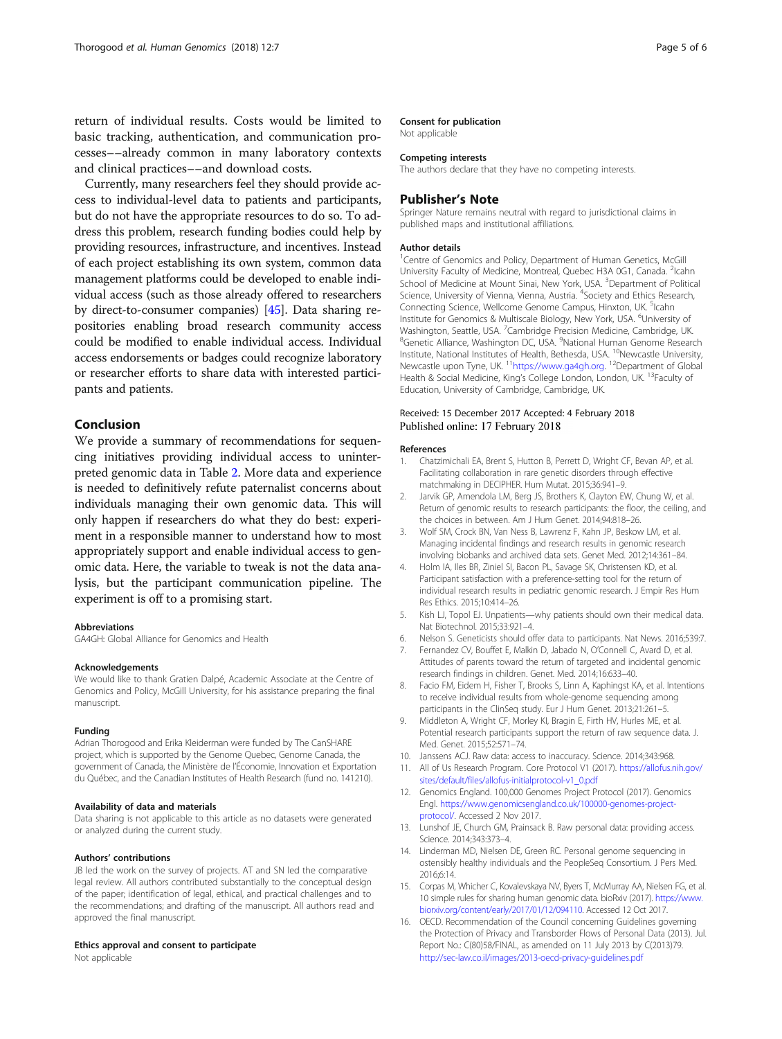return of individual results. Costs would be limited to basic tracking, authentication, and communication processes––already common in many laboratory contexts and clinical practices––and download costs.

Currently, many researchers feel they should provide access to individual-level data to patients and participants, but do not have the appropriate resources to do so. To address this problem, research funding bodies could help by providing resources, infrastructure, and incentives. Instead of each project establishing its own system, common data management platforms could be developed to enable individual access (such as those already offered to researchers by direct-to-consumer companies) [45]. Data sharing repositories enabling broad research community access could be modified to enable individual access. Individual access endorsements or badges could recognize laboratory or researcher efforts to share data with interested participants and patients.

## Conclusion

We provide a summary of recommendations for sequencing initiatives providing individual access to uninterpreted genomic data in Table 2. More data and experience is needed to definitively refute paternalist concerns about individuals managing their own genomic data. This will only happen if researchers do what they do best: experiment in a responsible manner to understand how to most appropriately support and enable individual access to genomic data. Here, the variable to tweak is not the data analysis, but the participant communication pipeline. The experiment is off to a promising start.

#### Abbreviations

GA4GH: Global Alliance for Genomics and Health

#### Acknowledgements

We would like to thank Gratien Dalpé, Academic Associate at the Centre of Genomics and Policy, McGill University, for his assistance preparing the final manuscript.

#### Funding

Adrian Thorogood and Erika Kleiderman were funded by The CanSHARE project, which is supported by the Genome Quebec, Genome Canada, the government of Canada, the Ministère de l'Économie, Innovation et Exportation du Québec, and the Canadian Institutes of Health Research (fund no. 141210).

#### Availability of data and materials

Data sharing is not applicable to this article as no datasets were generated or analyzed during the current study.

#### Authors' contributions

JB led the work on the survey of projects. AT and SN led the comparative legal review. All authors contributed substantially to the conceptual design of the paper; identification of legal, ethical, and practical challenges and to the recommendations; and drafting of the manuscript. All authors read and approved the final manuscript.

#### Ethics approval and consent to participate

Not applicable

#### Consent for publication

Not applicable

#### Competing interests

The authors declare that they have no competing interests.

### Publisher's Note

Springer Nature remains neutral with regard to jurisdictional claims in published maps and institutional affiliations.

#### Author details

[1]Centre of Genomics and Policy, Department of Human Genetics, McGill University Faculty of Medicine, Montreal, Quebec H3A 0G1, Canada. [2]Icahn School of Medicine at Mount Sinai, New York, USA. [3]Department of Political Science, University of Vienna, Vienna, Austria. [4]Society and Ethics Research, Connecting Science, Wellcome Genome Campus, Hinxton, UK. [5]Icahn Institute for Genomics & Multiscale Biology, New York, USA. [6]University of Washington, Seattle, USA. [7]Cambridge Precision Medicine, Cambridge, UK. [8]Genetic Alliance, Washington DC, USA. [9]National Human Genome Research Institute, National Institutes of Health, Bethesda, USA. [10]Newcastle University, Newcastle upon Tyne, UK. [11]https://www.ga4gh.org. [12]Department of Global Health & Social Medicine, King's College London, London, UK. [13]Faculty of Education, University of Cambridge, Cambridge, UK.

Received: 15 December 2017 Accepted: 4 February 2018
Published online: 17 February 2018

#### References

1. Chatzimichali EA, Brent S, Hutton B, Perrett D, Wright CF, Bevan AP, et al. Facilitating collaboration in rare genetic disorders through effective matchmaking in DECIPHER. Hum Mutat. 2015;36:941–9.
2. Jarvik GP, Amendola LM, Berg JS, Brothers K, Clayton EW, Chung W, et al. Return of genomic results to research participants: the floor, the ceiling, and the choices in between. Am J Hum Genet. 2014;94:818–26.
3. Wolf SM, Crock BN, Van Ness B, Lawrenz F, Kahn JP, Beskow LM, et al. Managing incidental findings and research results in genomic research involving biobanks and archived data sets. Genet Med. 2012;14:361–84.
4. Holm IA, Iles BR, Ziniel SI, Bacon PL, Savage SK, Christensen KD, et al. Participant satisfaction with a preference-setting tool for the return of individual research results in pediatric genomic research. J Empir Res Hum Res Ethics. 2015;10:414–26.
5. Kish LJ, Topol EJ. Unpatients—why patients should own their medical data. Nat Biotechnol. 2015;33:921–4.
6. Nelson S. Geneticists should offer data to participants. Nat News. 2016;539:7.
7. Fernandez CV, Bouffet E, Malkin D, Jabado N, O'Connell C, Avard D, et al. Attitudes of parents toward the return of targeted and incidental genomic research findings in children. Genet. Med. 2014;16:633–40.
8. Facio FM, Eidem H, Fisher T, Brooks S, Linn A, Kaphingst KA, et al. Intentions to receive individual results from whole-genome sequencing among participants in the ClinSeq study. Eur J Hum Genet. 2013;21:261–5.
9. Middleton A, Wright CF, Morley KI, Bragin E, Firth HV, Hurles ME, et al. Potential research participants support the return of raw sequence data. J. Med. Genet. 2015;52:571–74.
10. Janssens ACJ. Raw data: access to inaccuracy. Science. 2014;343:968.
11. All of Us Research Program. Core Protocol V1 (2017). https://allofus.nih.gov/sites/default/files/allofus-initialprotocol-v1_0.pdf
12. Genomics England. 100,000 Genomes Project Protocol (2017). Genomics Engl. https://www.genomicsengland.co.uk/100000-genomes-project-protocol/. Accessed 2 Nov 2017.
13. Lunshof JE, Church GM, Prainsack B. Raw personal data: providing access. Science. 2014;343:373–4.
14. Linderman MD, Nielsen DE, Green RC. Personal genome sequencing in ostensibly healthy individuals and the PeopleSeq Consortium. J Pers Med. 2016;6:14.
15. Corpas M, Whicher C, Kovalevskaya NV, Byers T, McMurray AA, Nielsen FG, et al. 10 simple rules for sharing human genomic data. bioRxiv (2017). https://www.biorxiv.org/content/early/2017/01/12/094110. Accessed 12 Oct 2017.
16. OECD. Recommendation of the Council concerning Guidelines governing the Protection of Privacy and Transborder Flows of Personal Data (2013). Jul. Report No.: C(80)58/FINAL, as amended on 11 July 2013 by C(2013)79. http://sec-law.co.il/images/2013-oecd-privacy-guidelines.pdf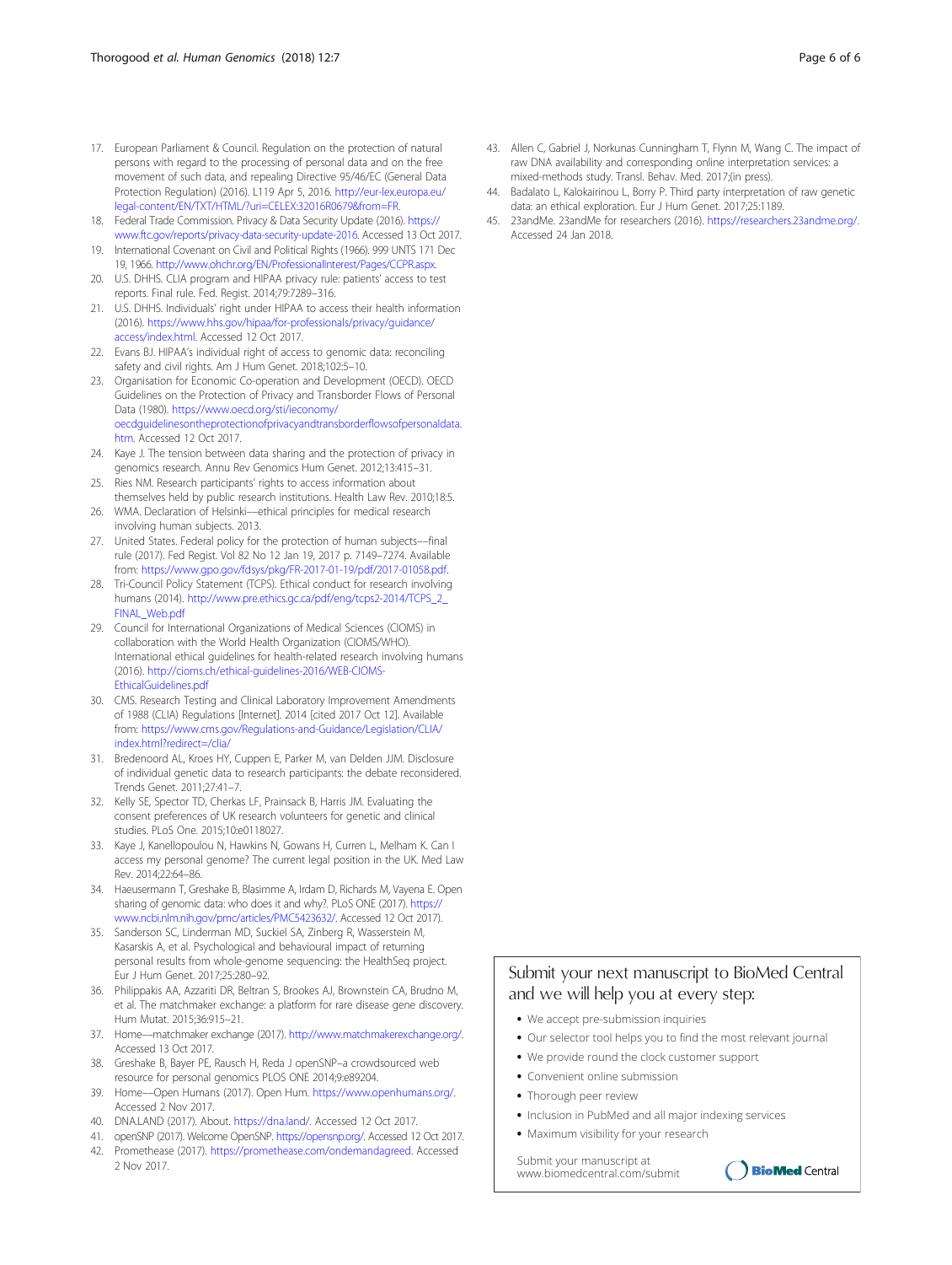17. European Parliament & Council. Regulation on the protection of natural persons with regard to the processing of personal data and on the free movement of such data, and repealing Directive 95/46/EC (General Data Protection Regulation) (2016). L119 Apr 5, 2016. http://eur-lex.europa.eu/legal-content/EN/TXT/HTML/?uri=CELEX:32016R0679&from=FR.
18. Federal Trade Commission. Privacy & Data Security Update (2016). https://www.ftc.gov/reports/privacy-data-security-update-2016. Accessed 13 Oct 2017.
19. International Covenant on Civil and Political Rights (1966). 999 UNTS 171 Dec 19, 1966. http://www.ohchr.org/EN/ProfessionalInterest/Pages/CCPR.aspx.
20. U.S. DHHS. CLIA program and HIPAA privacy rule: patients' access to test reports. Final rule. Fed. Regist. 2014;79:7289–316.
21. U.S. DHHS. Individuals' right under HIPAA to access their health information (2016). https://www.hhs.gov/hipaa/for-professionals/privacy/guidance/access/index.html. Accessed 12 Oct 2017.
22. Evans BJ. HIPAA's individual right of access to genomic data: reconciling safety and civil rights. Am J Hum Genet. 2018;102:5–10.
23. Organisation for Economic Co-operation and Development (OECD). OECD Guidelines on the Protection of Privacy and Transborder Flows of Personal Data (1980). https://www.oecd.org/sti/ieconomy/oecdguidelinesontheprotectionofprivacyandtransborderflowsofpersonaldata.htm. Accessed 12 Oct 2017.
24. Kaye J. The tension between data sharing and the protection of privacy in genomics research. Annu Rev Genomics Hum Genet. 2012;13:415–31.
25. Ries NM. Research participants' rights to access information about themselves held by public research institutions. Health Law Rev. 2010;18:5.
26. WMA. Declaration of Helsinki––ethical principles for medical research involving human subjects. 2013.
27. United States. Federal policy for the protection of human subjects––final rule (2017). Fed Regist. Vol 82 No 12 Jan 19, 2017 p. 7149–7274. Available from: https://www.gpo.gov/fdsys/pkg/FR-2017-01-19/pdf/2017-01058.pdf.
28. Tri-Council Policy Statement (TCPS). Ethical conduct for research involving humans (2014). http://www.pre.ethics.gc.ca/pdf/eng/tcps2-2014/TCPS_2_FINAL_Web.pdf
29. Council for International Organizations of Medical Sciences (CIOMS) in collaboration with the World Health Organization (CIOMS/WHO). International ethical guidelines for health-related research involving humans (2016). http://cioms.ch/ethical-guidelines-2016/WEB-CIOMS-EthicalGuidelines.pdf
30. CMS. Research Testing and Clinical Laboratory Improvement Amendments of 1988 (CLIA) Regulations [Internet]. 2014 [cited 2017 Oct 12]. Available from: https://www.cms.gov/Regulations-and-Guidance/Legislation/CLIA/index.html?redirect=/clia/
31. Bredenoord AL, Kroes HY, Cuppen E, Parker M, van Delden JJM. Disclosure of individual genetic data to research participants: the debate reconsidered. Trends Genet. 2011;27:41–7.
32. Kelly SE, Spector TD, Cherkas LF, Prainsack B, Harris JM. Evaluating the consent preferences of UK research volunteers for genetic and clinical studies. PLoS One. 2015;10:e0118027.
33. Kaye J, Kanellopoulou N, Hawkins N, Gowans H, Curren L, Melham K. Can I access my personal genome? The current legal position in the UK. Med Law Rev. 2014;22:64–86.
34. Haeusermann T, Greshake B, Blasimme A, Irdam D, Richards M, Vayena E. Open sharing of genomic data: who does it and why?. PLoS ONE (2017). https://www.ncbi.nlm.nih.gov/pmc/articles/PMC5423632/. Accessed 12 Oct 2017).
35. Sanderson SC, Linderman MD, Suckiel SA, Zinberg R, Wasserstein M, Kasarskis A, et al. Psychological and behavioural impact of returning personal results from whole-genome sequencing: the HealthSeq project. Eur J Hum Genet. 2017;25:280–92.
36. Philippakis AA, Azzariti DR, Beltran S, Brookes AJ, Brownstein CA, Brudno M, et al. The matchmaker exchange: a platform for rare disease gene discovery. Hum Mutat. 2015;36:915–21.
37. Home––matchmaker exchange (2017). http://www.matchmakerexchange.org/. Accessed 13 Oct 2017.
38. Greshake B, Bayer PE, Rausch H, Reda J openSNP–a crowdsourced web resource for personal genomics PLOS ONE 2014;9:e89204.
39. Home––Open Humans (2017). Open Hum. https://www.openhumans.org/. Accessed 2 Nov 2017.
40. DNA.LAND (2017). About. https://dna.land/. Accessed 12 Oct 2017.
41. openSNP (2017). Welcome OpenSNP. https://opensnp.org/. Accessed 12 Oct 2017.
42. Promethease (2017). https://promethease.com/ondemandagreed. Accessed 2 Nov 2017.
43. Allen C, Gabriel J, Norkunas Cunningham T, Flynn M, Wang C. The impact of raw DNA availability and corresponding online interpretation services: a mixed-methods study. Transl. Behav. Med. 2017;(in press).
44. Badalato L, Kalokairinou L, Borry P. Third party interpretation of raw genetic data: an ethical exploration. Eur J Hum Genet. 2017;25:1189.
45. 23andMe. 23andMe for researchers (2016). https://researchers.23andme.org/. Accessed 24 Jan 2018.

Submit your next manuscript to BioMed Central and we will help you at every step:

- We accept pre-submission inquiries
- Our selector tool helps you to find the most relevant journal
- We provide round the clock customer support
- Convenient online submission
- Thorough peer review
- Inclusion in PubMed and all major indexing services
- Maximum visibility for your research

Submit your manuscript at www.biomedcentral.com/submit

BioMed Central